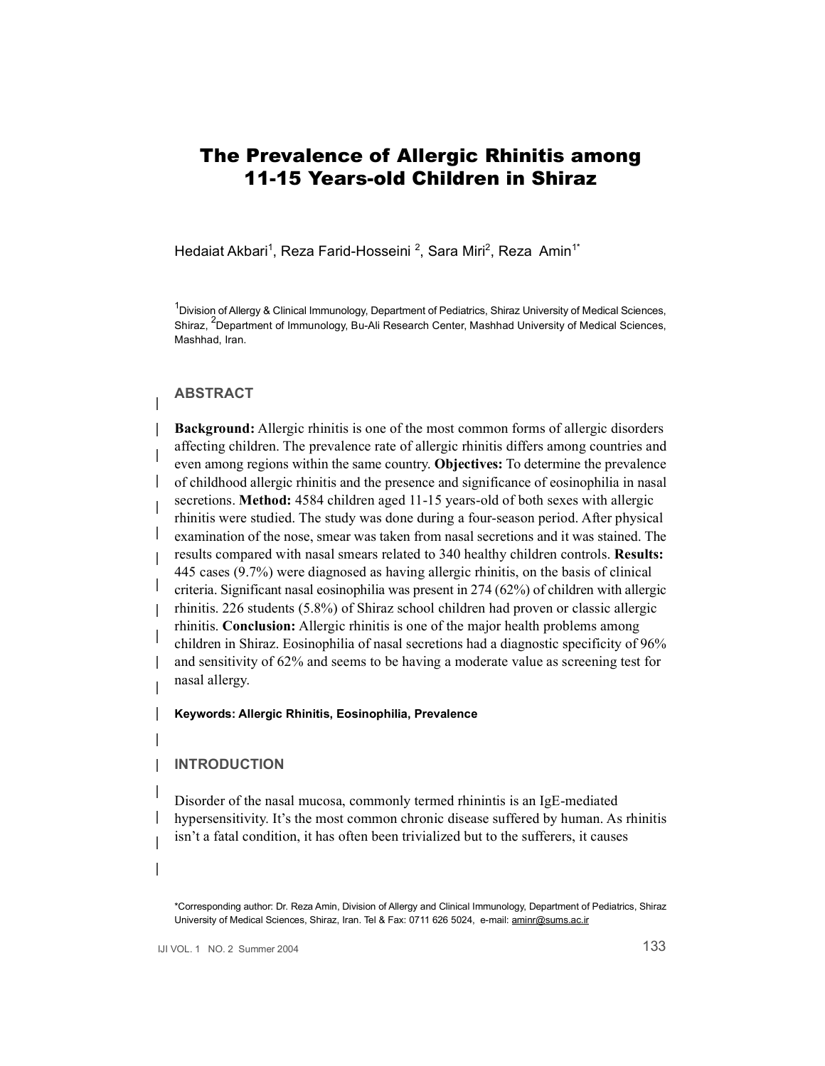# The Prevalence of Allergic Rhinitis among 11-15 Years-old Children in Shiraz

Hedaiat Akbari[1], Reza Farid-Hosseini [2], Sara Miri[2], Reza Amin[1*]

[1]Division of Allergy & Clinical Immunology, Department of Pediatrics, Shiraz University of Medical Sciences, Shiraz, [2]Department of Immunology, Bu-Ali Research Center, Mashhad University of Medical Sciences, Mashhad, Iran.

## ABSTRACT

**Background:** Allergic rhinitis is one of the most common forms of allergic disorders affecting children. The prevalence rate of allergic rhinitis differs among countries and even among regions within the same country. **Objectives:** To determine the prevalence of childhood allergic rhinitis and the presence and significance of eosinophilia in nasal secretions. **Method:** 4584 children aged 11-15 years-old of both sexes with allergic rhinitis were studied. The study was done during a four-season period. After physical examination of the nose, smear was taken from nasal secretions and it was stained. The results compared with nasal smears related to 340 healthy children controls. **Results:** 445 cases (9.7%) were diagnosed as having allergic rhinitis, on the basis of clinical criteria. Significant nasal eosinophilia was present in 274 (62%) of children with allergic rhinitis. 226 students (5.8%) of Shiraz school children had proven or classic allergic rhinitis. **Conclusion:** Allergic rhinitis is one of the major health problems among children in Shiraz. Eosinophilia of nasal secretions had a diagnostic specificity of 96% and sensitivity of 62% and seems to be having a moderate value as screening test for nasal allergy.

**Keywords: Allergic Rhinitis, Eosinophilia, Prevalence**

## INTRODUCTION

Disorder of the nasal mucosa, commonly termed rhininitis is an IgE-mediated hypersensitivity. It's the most common chronic disease suffered by human. As rhinitis isn't a fatal condition, it has often been trivialized but to the sufferers, it causes

*Corresponding author: Dr. Reza Amin, Division of Allergy and Clinical Immunology, Department of Pediatrics, Shiraz University of Medical Sciences, Shiraz, Iran. Tel & Fax: 0711 626 5024, e-mail: aminr@sums.ac.ir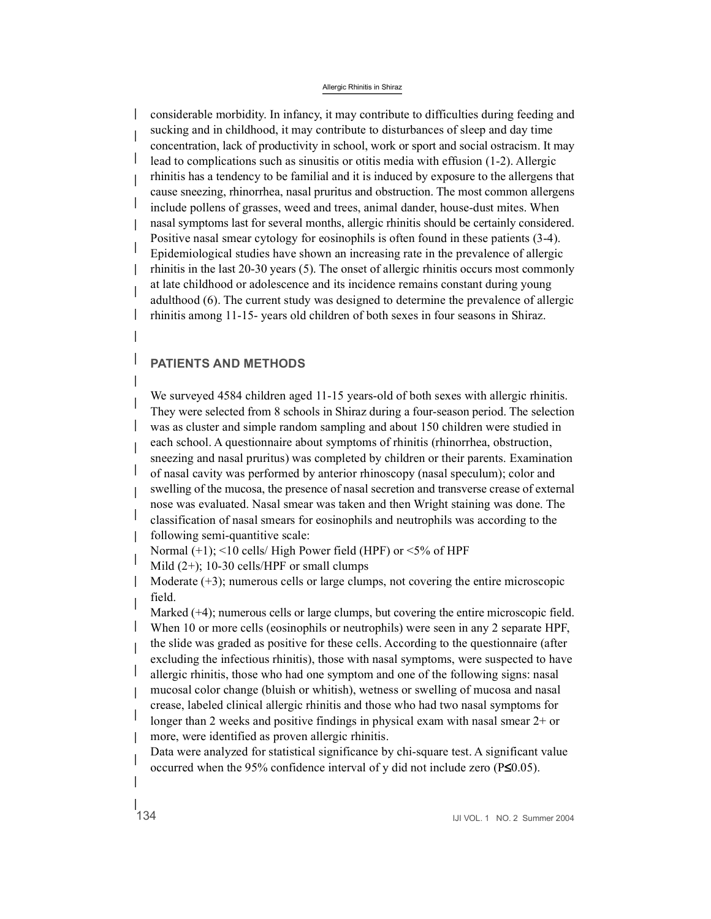considerable morbidity. In infancy, it may contribute to difficulties during feeding and sucking and in childhood, it may contribute to disturbances of sleep and day time concentration, lack of productivity in school, work or sport and social ostracism. It may lead to complications such as sinusitis or otitis media with effusion (1-2). Allergic rhinitis has a tendency to be familial and it is induced by exposure to the allergens that cause sneezing, rhinorrhea, nasal pruritus and obstruction. The most common allergens include pollens of grasses, weed and trees, animal dander, house-dust mites. When nasal symptoms last for several months, allergic rhinitis should be certainly considered. Positive nasal smear cytology for eosinophils is often found in these patients (3-4). Epidemiological studies have shown an increasing rate in the prevalence of allergic rhinitis in the last 20-30 years (5). The onset of allergic rhinitis occurs most commonly at late childhood or adolescence and its incidence remains constant during young adulthood (6). The current study was designed to determine the prevalence of allergic rhinitis among 11-15- years old children of both sexes in four seasons in Shiraz.

## PATIENTS AND METHODS

We surveyed 4584 children aged 11-15 years-old of both sexes with allergic rhinitis. They were selected from 8 schools in Shiraz during a four-season period. The selection was as cluster and simple random sampling and about 150 children were studied in each school. A questionnaire about symptoms of rhinitis (rhinorrhea, obstruction, sneezing and nasal pruritus) was completed by children or their parents. Examination of nasal cavity was performed by anterior rhinoscopy (nasal speculum); color and swelling of the mucosa, the presence of nasal secretion and transverse crease of external nose was evaluated. Nasal smear was taken and then Wright staining was done. The classification of nasal smears for eosinophils and neutrophils was according to the following semi-quantitive scale:

Normal (+1); <10 cells/ High Power field (HPF) or <5% of HPF

Mild (2+); 10-30 cells/HPF or small clumps

Moderate (+3); numerous cells or large clumps, not covering the entire microscopic field.

Marked (+4); numerous cells or large clumps, but covering the entire microscopic field.

When 10 or more cells (eosinophils or neutrophils) were seen in any 2 separate HPF, the slide was graded as positive for these cells. According to the questionnaire (after excluding the infectious rhinitis), those with nasal symptoms, were suspected to have allergic rhinitis, those who had one symptom and one of the following signs: nasal mucosal color change (bluish or whitish), wetness or swelling of mucosa and nasal crease, labeled clinical allergic rhinitis and those who had two nasal symptoms for longer than 2 weeks and positive findings in physical exam with nasal smear 2+ or more, were identified as proven allergic rhinitis.

Data were analyzed for statistical significance by chi-square test. A significant value occurred when the 95% confidence interval of y did not include zero ($P \leq 0.05$).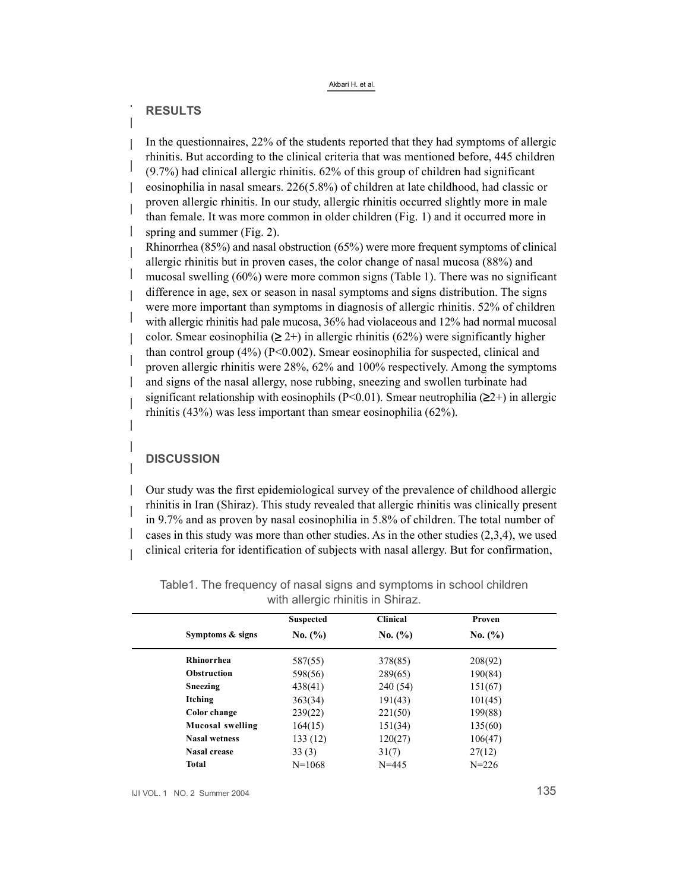## RESULTS

In the questionnaires, 22% of the students reported that they had symptoms of allergic rhinitis. But according to the clinical criteria that was mentioned before, 445 children (9.7%) had clinical allergic rhinitis. 62% of this group of children had significant eosinophilia in nasal smears. 226(5.8%) of children at late childhood, had classic or proven allergic rhinitis. In our study, allergic rhinitis occurred slightly more in male than female. It was more common in older children (Fig. 1) and it occurred more in spring and summer (Fig. 2).

Rhinorrhea (85%) and nasal obstruction (65%) were more frequent symptoms of clinical allergic rhinitis but in proven cases, the color change of nasal mucosa (88%) and mucosal swelling (60%) were more common signs (Table 1). There was no significant difference in age, sex or season in nasal symptoms and signs distribution. The signs were more important than symptoms in diagnosis of allergic rhinitis. 52% of children with allergic rhinitis had pale mucosa, 36% had violaceous and 12% had normal mucosal color. Smear eosinophilia (≥ 2+) in allergic rhinitis (62%) were significantly higher than control group (4%) ($P<0.002$). Smear eosinophilia for suspected, clinical and proven allergic rhinitis were 28%, 62% and 100% respectively. Among the symptoms and signs of the nasal allergy, nose rubbing, sneezing and swollen turbinate had significant relationship with eosinophils ($P<0.01$). Smear neutrophilia (≥2+) in allergic rhinitis (43%) was less important than smear eosinophilia (62%).

## DISCUSSION

Our study was the first epidemiological survey of the prevalence of childhood allergic rhinitis in Iran (Shiraz). This study revealed that allergic rhinitis was clinically present in 9.7% and as proven by nasal eosinophilia in 5.8% of children. The total number of cases in this study was more than other studies. As in the other studies (2,3,4), we used clinical criteria for identification of subjects with nasal allergy. But for confirmation,

Table1. The frequency of nasal signs and symptoms in school children with allergic rhinitis in Shiraz.

| Symptoms & signs | Suspected No. (%) | Clinical No. (%) | Proven No. (%) |
|---|---|---|---|
| **Rhinorrhea** | 587(55) | 378(85) | 208(92) |
| **Obstruction** | 598(56) | 289(65) | 190(84) |
| **Sneezing** | 438(41) | 240 (54) | 151(67) |
| **Itching** | 363(34) | 191(43) | 101(45) |
| **Color change** | 239(22) | 221(50) | 199(88) |
| **Mucosal swelling** | 164(15) | 151(34) | 135(60) |
| **Nasal wetness** | 133 (12) | 120(27) | 106(47) |
| **Nasal crease** | 33 (3) | 31(7) | 27(12) |
| **Total** | N=1068 | N=445 | N=226 |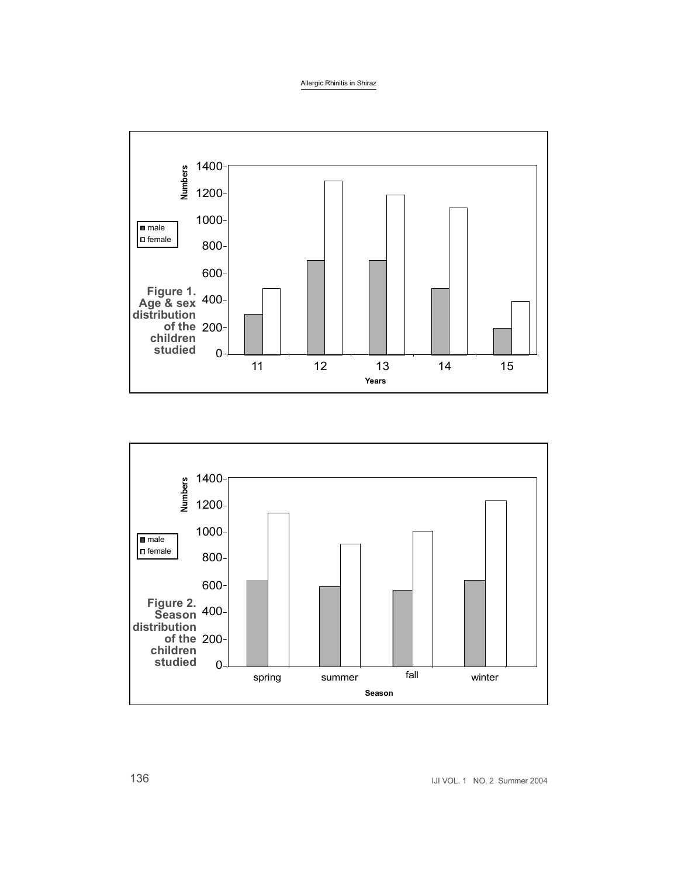Figure 1. Age & sex distribution of the children studied

Figure 2. Season distribution of the children studied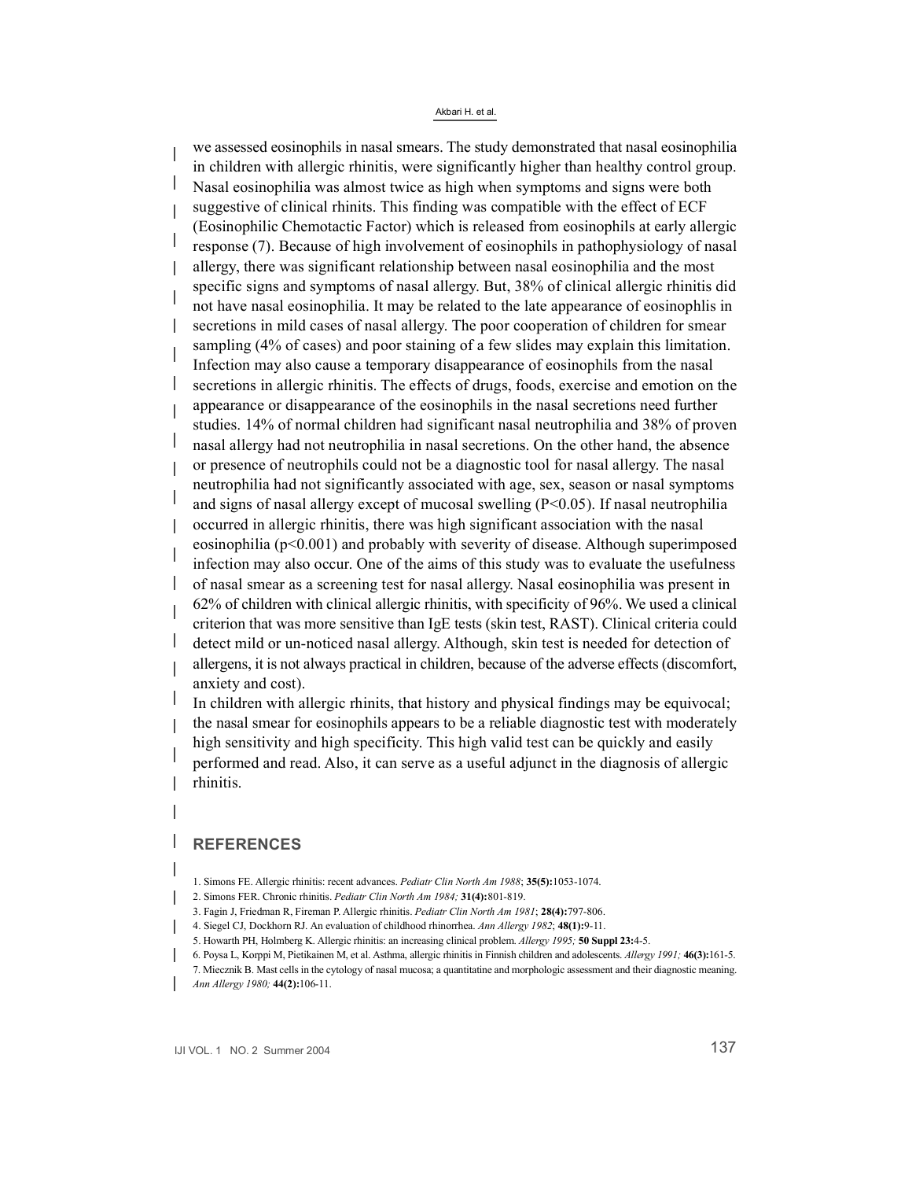we assessed eosinophils in nasal smears. The study demonstrated that nasal eosinophilia in children with allergic rhinitis, were significantly higher than healthy control group. Nasal eosinophilia was almost twice as high when symptoms and signs were both suggestive of clinical rhinits. This finding was compatible with the effect of ECF (Eosinophilic Chemotactic Factor) which is released from eosinophils at early allergic response (7). Because of high involvement of eosinophils in pathophysiology of nasal allergy, there was significant relationship between nasal eosinophilia and the most specific signs and symptoms of nasal allergy. But, 38% of clinical allergic rhinitis did not have nasal eosinophilia. It may be related to the late appearance of eosinophlis in secretions in mild cases of nasal allergy. The poor cooperation of children for smear sampling (4% of cases) and poor staining of a few slides may explain this limitation. Infection may also cause a temporary disappearance of eosinophils from the nasal secretions in allergic rhinitis. The effects of drugs, foods, exercise and emotion on the appearance or disappearance of the eosinophils in the nasal secretions need further studies. 14% of normal children had significant nasal neutrophilia and 38% of proven nasal allergy had not neutrophilia in nasal secretions. On the other hand, the absence or presence of neutrophils could not be a diagnostic tool for nasal allergy. The nasal neutrophilia had not significantly associated with age, sex, season or nasal symptoms and signs of nasal allergy except of mucosal swelling ($P<0.05$). If nasal neutrophilia occurred in allergic rhinitis, there was high significant association with the nasal eosinophilia ($p<0.001$) and probably with severity of disease. Although superimposed infection may also occur. One of the aims of this study was to evaluate the usefulness of nasal smear as a screening test for nasal allergy. Nasal eosinophilia was present in 62% of children with clinical allergic rhinitis, with specificity of 96%. We used a clinical criterion that was more sensitive than IgE tests (skin test, RAST). Clinical criteria could detect mild or un-noticed nasal allergy. Although, skin test is needed for detection of allergens, it is not always practical in children, because of the adverse effects (discomfort, anxiety and cost).

In children with allergic rhinits, that history and physical findings may be equivocal; the nasal smear for eosinophils appears to be a reliable diagnostic test with moderately high sensitivity and high specificity. This high valid test can be quickly and easily performed and read. Also, it can serve as a useful adjunct in the diagnosis of allergic rhinitis.

## REFERENCES

1. Simons FE. Allergic rhinitis: recent advances. *Pediatr Clin North Am 1988*; **35(5):**1053-1074.
2. Simons FER. Chronic rhinitis. *Pediatr Clin North Am 1984;* **31(4):**801-819.
3. Fagin J, Friedman R, Fireman P. Allergic rhinitis. *Pediatr Clin North Am 1981*; **28(4):**797-806.
4. Siegel CJ, Dockhorn RJ. An evaluation of childhood rhinorrhea. *Ann Allergy 1982*; **48(1):**9-11.
5. Howarth PH, Holmberg K. Allergic rhinitis: an increasing clinical problem. *Allergy 1995;* **50 Suppl 23:**4-5.
6. Poysa L, Korppi M, Pietikainen M, et al. Asthma, allergic rhinitis in Finnish children and adolescents. *Allergy 1991;* **46(3):**161-5.
7. Miecznik B. Mast cells in the cytology of nasal mucosa; a quantitatine and morphologic assessment and their diagnostic meaning. *Ann Allergy 1980;* **44(2):**106-11.